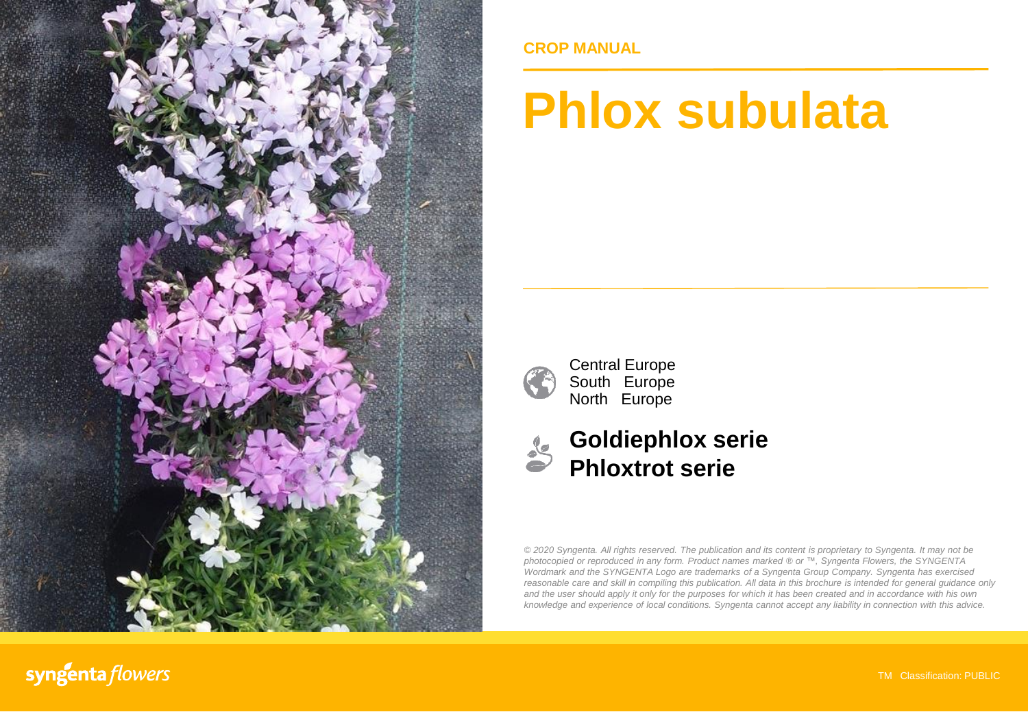CROP MANUAL

# Phlox subulata

Central Europe
South Europe
North Europe

## Goldiephlox serie
## Phloxtrot serie

*© 2020 Syngenta. All rights reserved. The publication and its content is proprietary to Syngenta. It may not be photocopied or reproduced in any form. Product names marked ® or ™, Syngenta Flowers, the SYNGENTA Wordmark and the SYNGENTA Logo are trademarks of a Syngenta Group Company. Syngenta has exercised reasonable care and skill in compiling this publication. All data in this brochure is intended for general guidance only and the user should apply it only for the purposes for which it has been created and in accordance with his own knowledge and experience of local conditions. Syngenta cannot accept any liability in connection with this advice.*

syngenta flowers

TM Classification: PUBLIC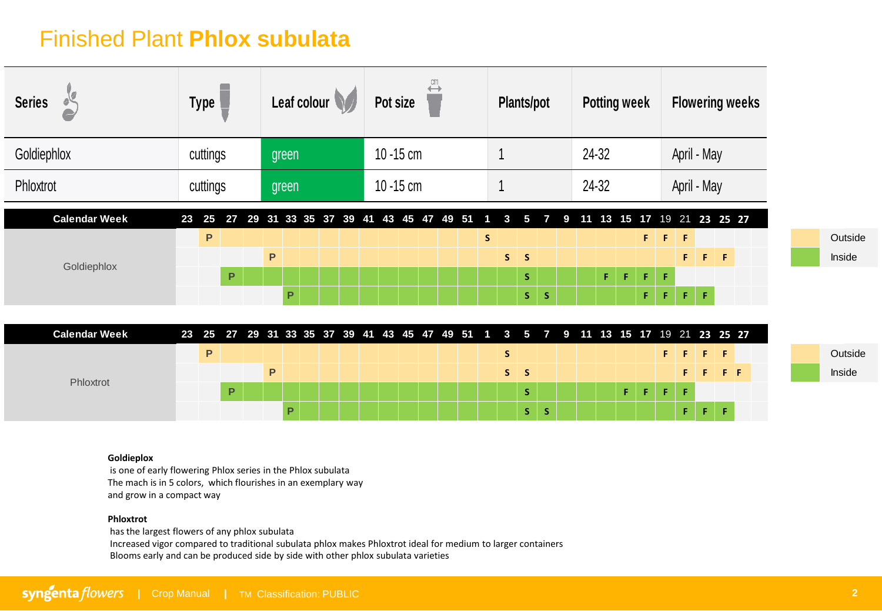# Finished Plant **Phlox subulata**

| Series | Type | Leaf colour | Pot size | Plants/pot | Potting week | Flowering weeks |
|---|---|---|---|---|---|---|
| Goldiephlox | cuttings | green | 10 -15 cm | 1 | 24-32 | April - May |
| Phloxtrot | cuttings | green | 10 -15 cm | 1 | 24-32 | April - May |

| Calendar Week | 23 | 25 | 27 | 29 | 31 | 33 | 35 | 37 | 39 | 41 | 43 | 45 | 47 | 49 | 51 | 1 | 3 | 5 | 7 | 9 | 11 | 13 | 15 | 17 | 19 | 21 | 23 | 25 | 27 |
|---|---|---|---|---|---|---|---|---|---|---|---|---|---|---|---|---|---|---|---|---|---|---|---|---|---|---|---|---|---|
| Goldiephlox | | P | | | | | | | | | | | | | | S | | | | | | | | F | F | F | | | |
| | | | | | P | | | | | | | | | | | | S | S | | | | | | | | F | F | F | |
| | | | P | | | | | | | | | | | | | | | S | | | | F | F | F | F | | | | |
| | | | | | | P | | | | | | | | | | | | S | S | | | | | F | F | F | F | | |

| Calendar Week | 23 | 25 | 27 | 29 | 31 | 33 | 35 | 37 | 39 | 41 | 43 | 45 | 47 | 49 | 51 | 1 | 3 | 5 | 7 | 9 | 11 | 13 | 15 | 17 | 19 | 21 | 23 | 25 | 27 |
|---|---|---|---|---|---|---|---|---|---|---|---|---|---|---|---|---|---|---|---|---|---|---|---|---|---|---|---|---|---|
| Phloxtrot | | P | | | | | | | | | | | | | | | S | | | | | | | | F | F | F | F | |
| | | | | | P | | | | | | | | | | | | S | S | | | | | | | | F | F | F | F |
| | | | P | | | | | | | | | | | | | | | S | | | | | F | F | F | F | | | |
| | | | | | | P | | | | | | | | | | | | S | S | | | | | | | F | F | F | |

Outside

Inside

**Goldieplox**
is one of early flowering Phlox series in the Phlox subulata
The mach is in 5 colors, which flourishes in an exemplary way
and grow in a compact way

**Phloxtrot**
has the largest flowers of any phlox subulata
Increased vigor compared to traditional subulata phlox makes Phloxtrot ideal for medium to larger containers
Blooms early and can be produced side by side with other phlox subulata varieties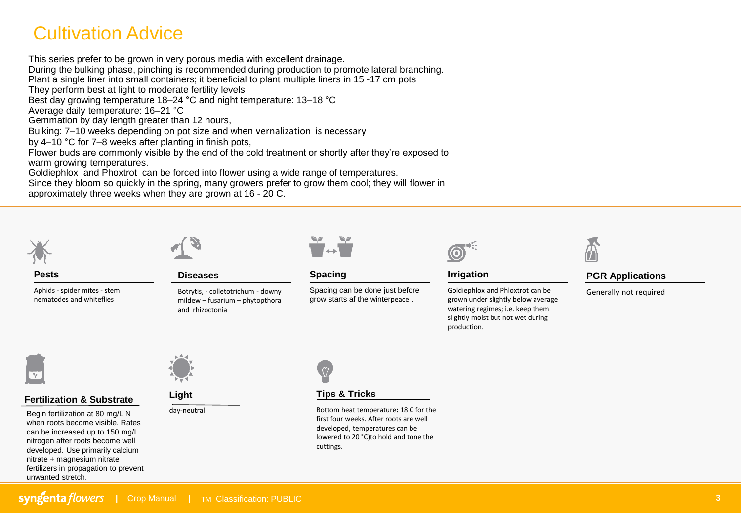# Cultivation Advice

This series prefer to be grown in very porous media with excellent drainage.
During the bulking phase, pinching is recommended during production to promote lateral branching.
Plant a single liner into small containers; it beneficial to plant multiple liners in 15 -17 cm pots
They perform best at light to moderate fertility levels
Best day growing temperature 18–24 °C and night temperature: 13–18 °C
Average daily temperature: 16–21 °C
Gemmation by day length greater than 12 hours,
Bulking: 7–10 weeks depending on pot size and when vernalization is necessary
by 4–10 °C for 7–8 weeks after planting in finish pots,
Flower buds are commonly visible by the end of the cold treatment or shortly after they're exposed to warm growing temperatures.
Goldiephlox and Phoxtrot can be forced into flower using a wide range of temperatures.
Since they bloom so quickly in the spring, many growers prefer to grow them cool; they will flower in approximately three weeks when they are grown at 16 - 20 C.

## Pests

Aphids - spider mites - stem nematodes and whiteflies

## Diseases

Botrytis, - colletotrichum - downy mildew – fusarium – phytopthora and rhizoctonia

## Spacing

Spacing can be done just before grow starts af the winterpeace .

## Irrigation

Goldiephlox and Phlxtrot can be grown under slightly below average watering regimes; i.e. keep them slightly moist but not wet during production.

## PGR Applications

Generally not required

## Fertilization & Substrate

Begin fertilization at 80 mg/L N when roots become visible. Rates can be increased up to 150 mg/L nitrogen after roots become well developed. Use primarily calcium nitrate + magnesium nitrate fertilizers in propagation to prevent unwanted stretch.

## Light

day-neutral

## Tips & Tricks

Bottom heat temperature**:** 18 C for the first four weeks. After roots are well developed, temperatures can be lowered to 20 °C)to hold and tone the cuttings.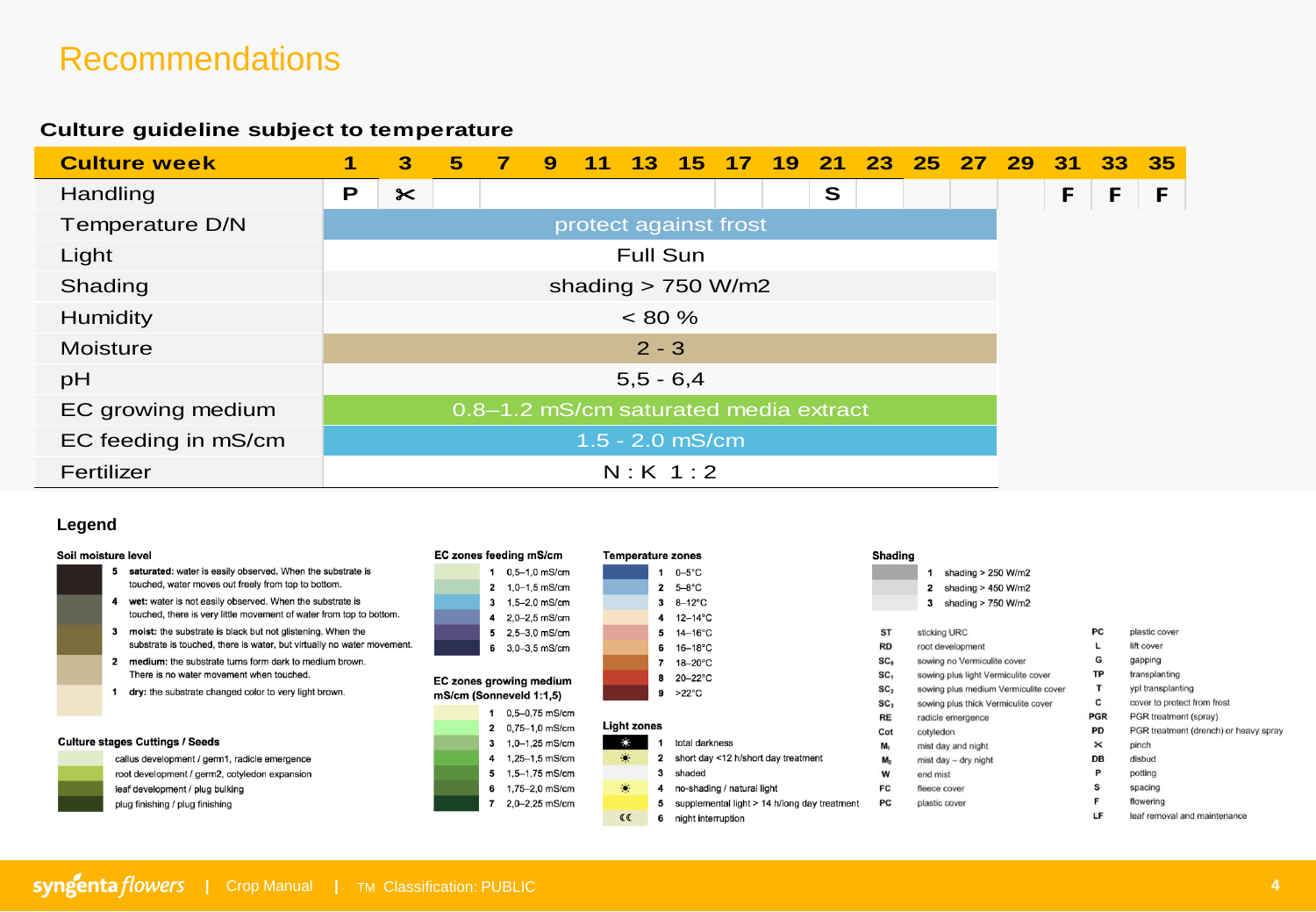# Recommendations

## Culture guideline subject to temperature

| Culture week | 1 | 3 | 5 | 7 | 9 | 11 | 13 | 15 | 17 | 19 | 21 | 23 | 25 | 27 | 29 | 31 | 33 | 35 |
|---|---|---|---|---|---|---|---|---|---|---|---|---|---|---|---|---|---|---|
| Handling | P | ✂ | | | | | | | | | S | | | | | F | F | F |
| Temperature D/N | protect against frost | | | | | | | | | | | | | | | | | |
| Light | Full Sun | | | | | | | | | | | | | | | | | |
| Shading | shading > 750 W/m2 | | | | | | | | | | | | | | | | | |
| Humidity | < 80 % | | | | | | | | | | | | | | | | | |
| Moisture | 2 - 3 | | | | | | | | | | | | | | | | | |
| pH | 5,5 - 6,4 | | | | | | | | | | | | | | | | | |
| EC growing medium | 0.8–1.2 mS/cm saturated media extract | | | | | | | | | | | | | | | | | |
| EC feeding in mS/cm | 1.5 - 2.0 mS/cm | | | | | | | | | | | | | | | | | |
| Fertilizer | N : K 1 : 2 | | | | | | | | | | | | | | | | | |

## Legend

**Soil moisture level**

- 5 **saturated:** water is easily observed. When the substrate is touched, water moves out freely from top to bottom.
- 4 **wet:** water is not easily observed. When the substrate is touched, there is very little movement of water from top to bottom.
- 3 **moist:** the substrate is black but not glistening. When the substrate is touched, there is water, but virtually no water movement.
- 2 **medium:** the substrate turns form dark to medium brown. There is no water movement when touched.
- 1 **dry:** the substrate changed color to very light brown.

**Culture stages Cuttings / Seeds**

- callus development / germ1, radicle emergence
- root development / germ2, cotyledon expansion
- leaf development / plug bulking
- plug finishing / plug finishing

**EC zones feeding mS/cm**

1. 0,5–1,0 mS/cm
2. 1,0–1,5 mS/cm
3. 1,5–2,0 mS/cm
4. 2,0–2,5 mS/cm
5. 2,5–3,0 mS/cm
6. 3,0–3,5 mS/cm

**EC zones growing medium mS/cm (Sonneveld 1:1,5)**

1. 0,5–0,75 mS/cm
2. 0,75–1,0 mS/cm
3. 1,0–1,25 mS/cm
4. 1,25–1,5 mS/cm
5. 1,5–1,75 mS/cm
6. 1,75–2,0 mS/cm
7. 2,0–2,25 mS/cm

**Temperature zones**

1. 0–5°C
2. 5–8°C
3. 8–12°C
4. 12–14°C
5. 14–16°C
6. 16–18°C
7. 18–20°C
8. 20–22°C
9. >22°C

**Light zones**

1. total darkness
2. short day <12 h/short day treatment
3. shaded
4. no-shading / natural light
5. supplemental light > 14 h/long day treatment
6. night interruption

**Shading**

1. shading > 250 W/m2
2. shading > 450 W/m2
3. shading > 750 W/m2

| | | | |
|---|---|---|---|
| ST | sticking URC | PC | plastic cover |
| RD | root development | L | lift cover |
| $SC_0$ | sowing no Vermiculite cover | G | gapping |
| $SC_1$ | sowing plus light Vermiculite cover | TP | transplanting |
| $SC_2$ | sowing plus medium Vermiculite cover | T | ypl transplanting |
| $SC_3$ | sowing plus thick Vermiculite cover | C | cover to protect from frost |
| RE | radicle emergence | PGR | PGR treatment (spray) |
| Cot | cotyledon | PD | PGR treatment (drench) or heavy spray |
| $M_1$ | mist day and night | ✂ | pinch |
| $M_2$ | mist day – dry night | DB | disbud |
| W | end mist | P | potting |
| FC | fleece cover | S | spacing |
| PC | plastic cover | F | flowering |
| | | LF | leaf removal and maintenance |